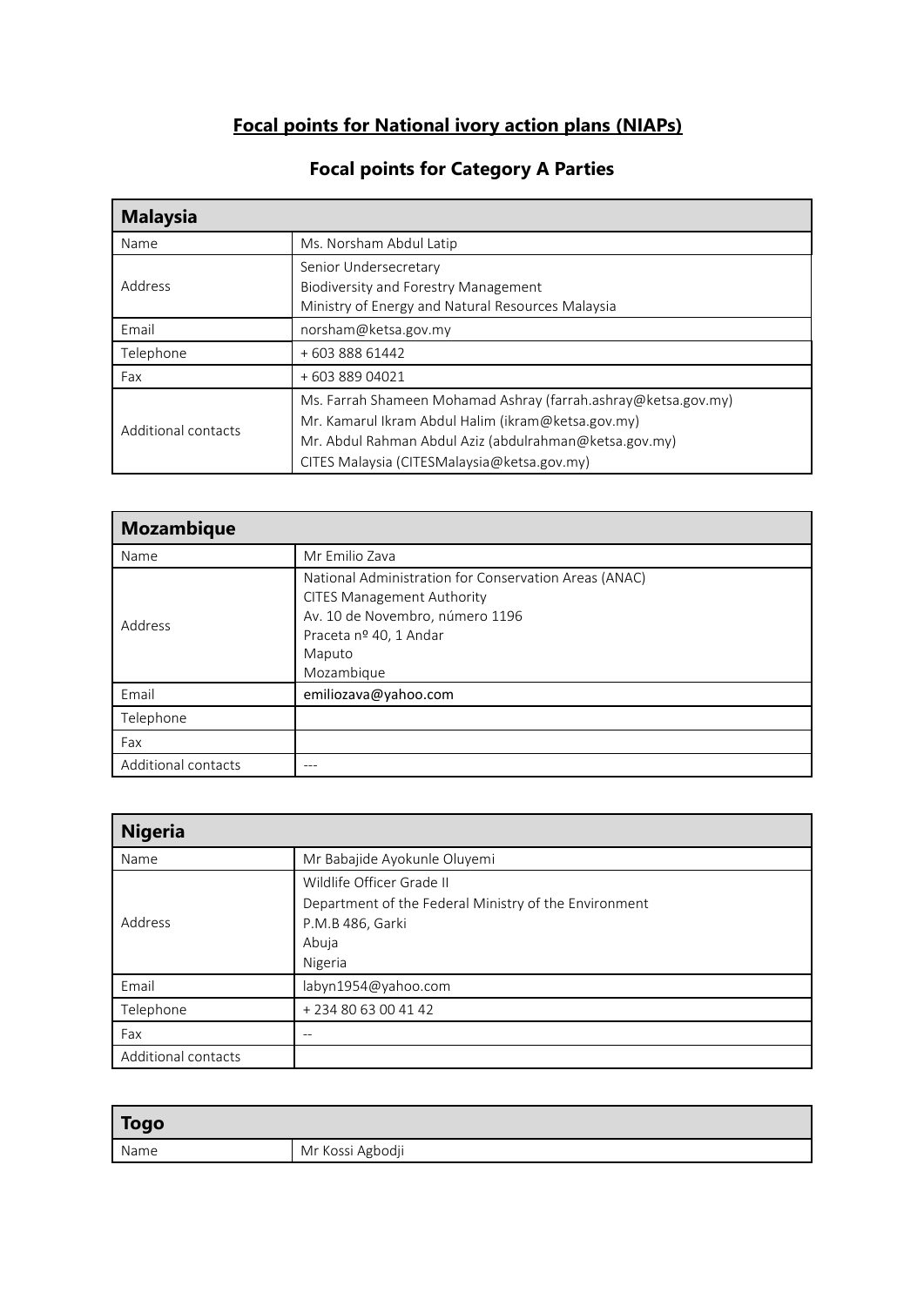# Focal points for National ivory action plans (NIAPs)

## Focal points for Category A Parties

| Malaysia | |
|---|---|
| Name | Ms. Norsham Abdul Latip |
| Address | Senior Undersecretary<br>Biodiversity and Forestry Management<br>Ministry of Energy and Natural Resources Malaysia |
| Email | norsham@ketsa.gov.my |
| Telephone | + 603 888 61442 |
| Fax | + 603 889 04021 |
| Additional contacts | Ms. Farrah Shameen Mohamad Ashray (farrah.ashray@ketsa.gov.my)<br>Mr. Kamarul Ikram Abdul Halim (ikram@ketsa.gov.my)<br>Mr. Abdul Rahman Abdul Aziz (abdulrahman@ketsa.gov.my)<br>CITES Malaysia (CITESMalaysia@ketsa.gov.my) |

| Mozambique | |
|---|---|
| Name | Mr Emilio Zava |
| Address | National Administration for Conservation Areas (ANAC)<br>CITES Management Authority<br>Av. 10 de Novembro, número 1196<br>Praceta nº 40, 1 Andar<br>Maputo<br>Mozambique |
| Email | emiliozava@yahoo.com |
| Telephone | |
| Fax | |
| Additional contacts | --- |

| Nigeria | |
|---|---|
| Name | Mr Babajide Ayokunle Oluyemi |
| Address | Wildlife Officer Grade II<br>Department of the Federal Ministry of the Environment<br>P.M.B 486, Garki<br>Abuja<br>Nigeria |
| Email | labyn1954@yahoo.com |
| Telephone | + 234 80 63 00 41 42 |
| Fax | -- |
| Additional contacts | |

| Togo | |
|---|---|
| Name | Mr Kossi Agbodji |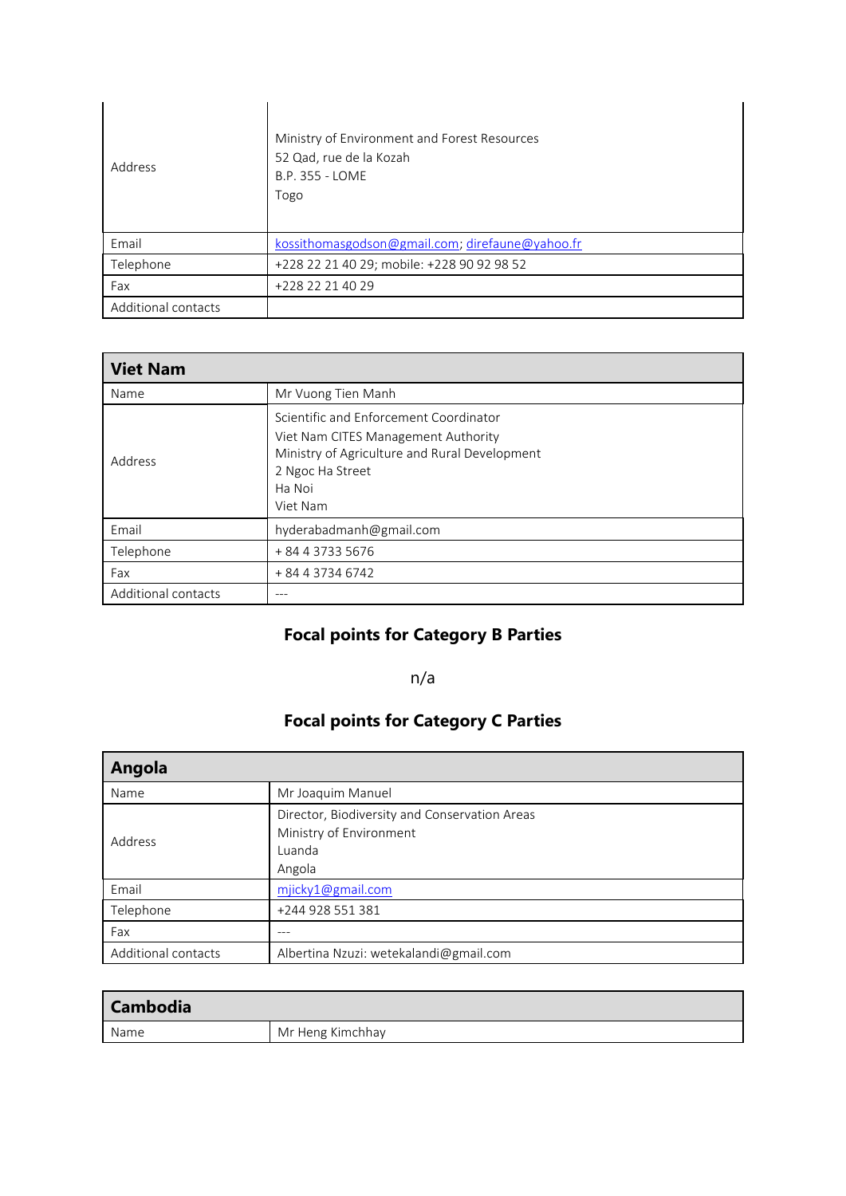| Address | Ministry of Environment and Forest Resources<br>52 Qad, rue de la Kozah<br>B.P. 355 - LOME<br>Togo |
|---|---|
| Email | kossithomasgodson@gmail.com; direfaune@yahoo.fr |
| Telephone | +228 22 21 40 29; mobile: +228 90 92 98 52 |
| Fax | +228 22 21 40 29 |
| Additional contacts | |

| **Viet Nam** | |
|---|---|
| Name | Mr Vuong Tien Manh |
| Address | Scientific and Enforcement Coordinator<br>Viet Nam CITES Management Authority<br>Ministry of Agriculture and Rural Development<br>2 Ngoc Ha Street<br>Ha Noi<br>Viet Nam |
| Email | hyderabadmanh@gmail.com |
| Telephone | + 84 4 3733 5676 |
| Fax | + 84 4 3734 6742 |
| Additional contacts | --- |

## Focal points for Category B Parties

n/a

## Focal points for Category C Parties

| **Angola** | |
|---|---|
| Name | Mr Joaquim Manuel |
| Address | Director, Biodiversity and Conservation Areas<br>Ministry of Environment<br>Luanda<br>Angola |
| Email | mjicky1@gmail.com |
| Telephone | +244 928 551 381 |
| Fax | --- |
| Additional contacts | Albertina Nzuzi: wetekalandi@gmail.com |

| **Cambodia** | |
|---|---|
| Name | Mr Heng Kimchhay |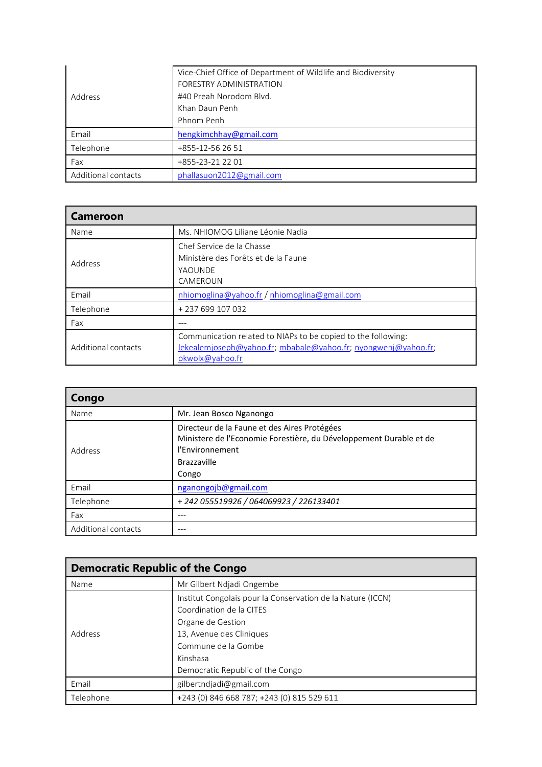| Address | Vice-Chief Office of Department of Wildlife and Biodiversity<br>FORESTRY ADMINISTRATION<br>#40 Preah Norodom Blvd.<br>Khan Daun Penh<br>Phnom Penh |
|---|---|
| Email | hengkimchhay@gmail.com |
| Telephone | +855-12-56 26 51 |
| Fax | +855-23-21 22 01 |
| Additional contacts | phallasuon2012@gmail.com |

| **Cameroon** | |
|---|---|
| Name | Ms. NHIOMOG Liliane Léonie Nadia |
| Address | Chef Service de la Chasse<br>Ministère des Forêts et de la Faune<br>YAOUNDE<br>CAMEROUN |
| Email | nhiomoglina@yahoo.fr / nhiomoglina@gmail.com |
| Telephone | + 237 699 107 032 |
| Fax | --- |
| Additional contacts | Communication related to NIAPs to be copied to the following:<br>lekealemjoseph@yahoo.fr; mbabale@yahoo.fr; nyongwenj@yahoo.fr; okwolx@yahoo.fr |

| **Congo** | |
|---|---|
| Name | Mr. Jean Bosco Nganongo |
| Address | Directeur de la Faune et des Aires Protégées<br>Ministere de l'Economie Forestière, du Développement Durable et de l'Environnement<br>Brazzaville<br>Congo |
| Email | nganongojb@gmail.com |
| Telephone | *+ 242 055519926 / 064069923 / 226133401* |
| Fax | --- |
| Additional contacts | --- |

| **Democratic Republic of the Congo** | |
|---|---|
| Name | Mr Gilbert Ndjadi Ongembe |
| Address | Institut Congolais pour la Conservation de la Nature (ICCN)<br>Coordination de la CITES<br>Organe de Gestion<br>13, Avenue des Cliniques<br>Commune de la Gombe<br>Kinshasa<br>Democratic Republic of the Congo |
| Email | gilbertndjadi@gmail.com |
| Telephone | +243 (0) 846 668 787; +243 (0) 815 529 611 |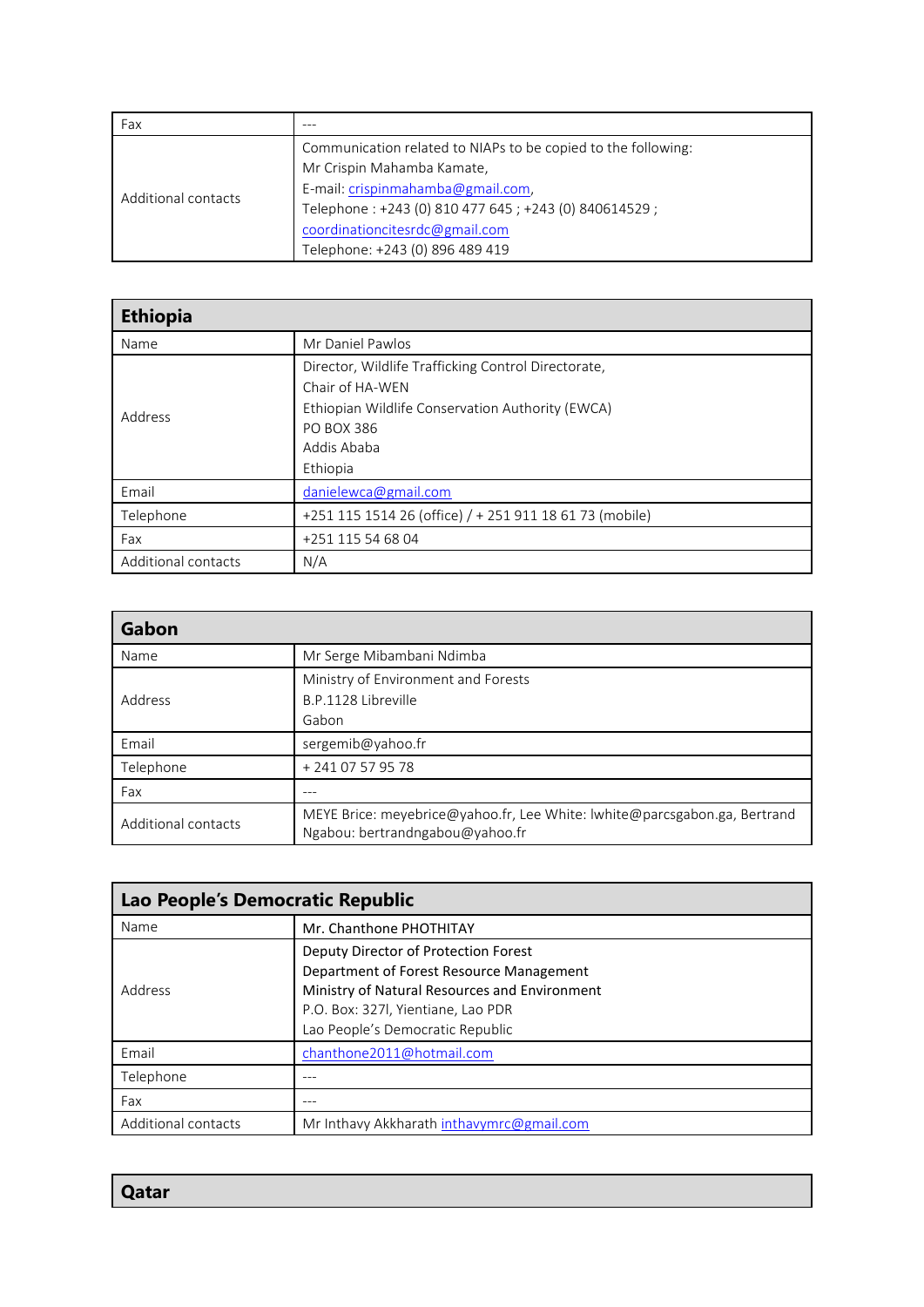| Fax | --- |
|---|---|
| Additional contacts | Communication related to NIAPs to be copied to the following:<br>Mr Crispin Mahamba Kamate,<br>E-mail: crispinmahamba@gmail.com,<br>Telephone : +243 (0) 810 477 645 ; +243 (0) 840614529 ;<br>coordinationcitesrdc@gmail.com<br>Telephone: +243 (0) 896 489 419 |

| **Ethiopia** | |
|---|---|
| Name | Mr Daniel Pawlos |
| Address | Director, Wildlife Trafficking Control Directorate,<br>Chair of HA-WEN<br>Ethiopian Wildlife Conservation Authority (EWCA)<br>PO BOX 386<br>Addis Ababa<br>Ethiopia |
| Email | danielewca@gmail.com |
| Telephone | +251 115 1514 26 (office) / + 251 911 18 61 73 (mobile) |
| Fax | +251 115 54 68 04 |
| Additional contacts | N/A |

| **Gabon** | |
|---|---|
| Name | Mr Serge Mibambani Ndimba |
| Address | Ministry of Environment and Forests<br>B.P.1128 Libreville<br>Gabon |
| Email | sergemib@yahoo.fr |
| Telephone | + 241 07 57 95 78 |
| Fax | --- |
| Additional contacts | MEYE Brice: meyebrice@yahoo.fr, Lee White: lwhite@parcsgabon.ga, Bertrand Ngabou: bertrandngabou@yahoo.fr |

| **Lao People's Democratic Republic** | |
|---|---|
| Name | Mr. Chanthone PHOTHITAY |
| Address | Deputy Director of Protection Forest<br>Department of Forest Resource Management<br>Ministry of Natural Resources and Environment<br>P.O. Box: 327l, Yientiane, Lao PDR<br>Lao People's Democratic Republic |
| Email | chanthone2011@hotmail.com |
| Telephone | --- |
| Fax | --- |
| Additional contacts | Mr Inthavy Akkharath inthavymrc@gmail.com |

| **Qatar** |
|---|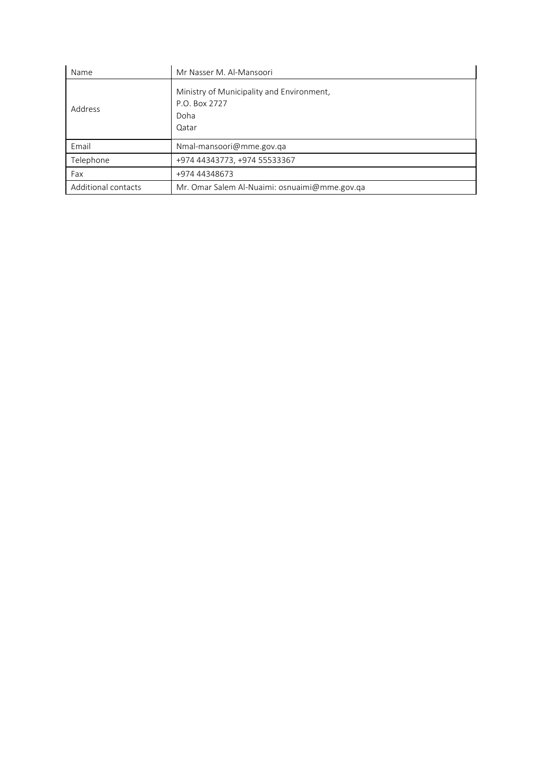| | |
|---|---|
| Name | Mr Nasser M. Al-Mansoori |
| Address | Ministry of Municipality and Environment,<br>P.O. Box 2727<br>Doha<br>Qatar |
| Email | Nmal-mansoori@mme.gov.qa |
| Telephone | +974 44343773, +974 55533367 |
| Fax | +974 44348673 |
| Additional contacts | Mr. Omar Salem Al-Nuaimi: osnuaimi@mme.gov.qa |